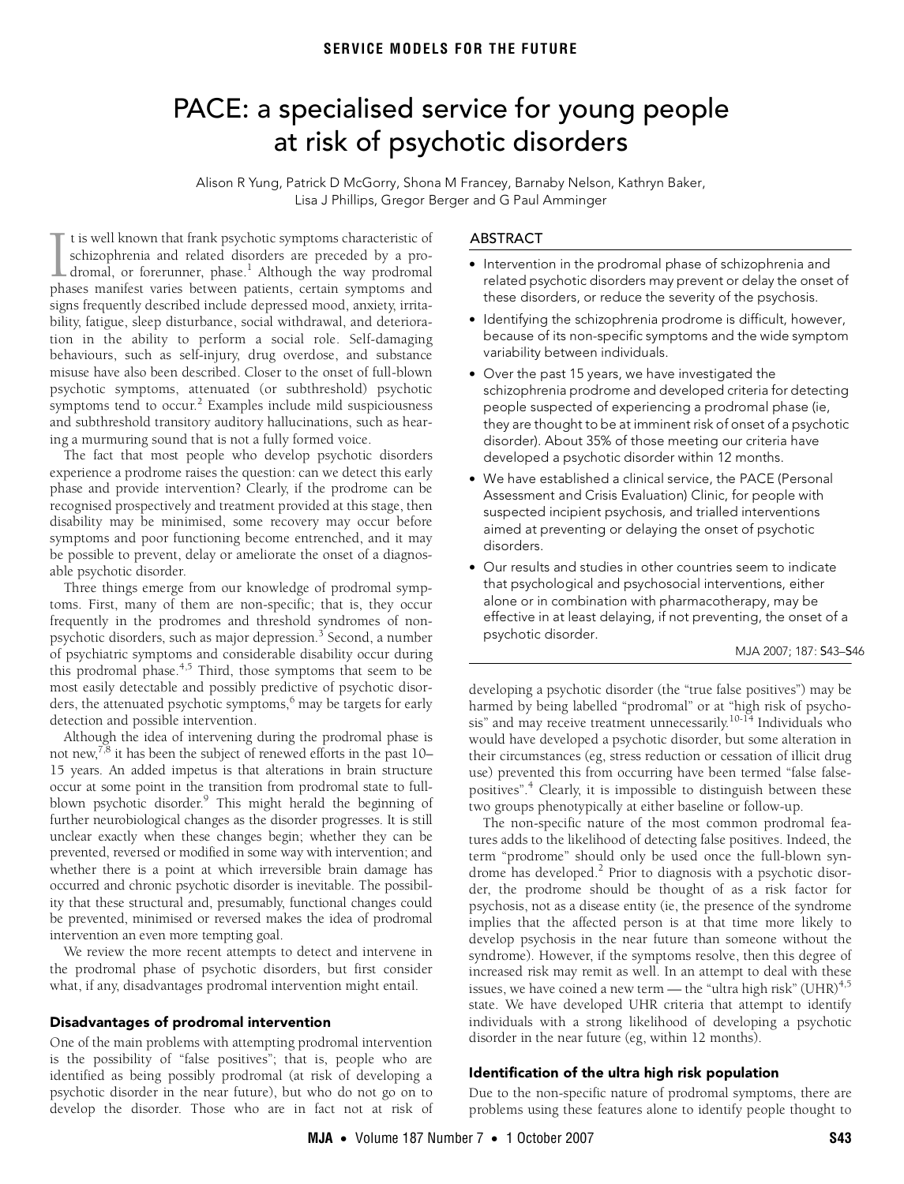SERVICE MODELS FOR THE FUTURE

# PACE: a specialised service for young people at risk of psychotic disorders

Alison R Yung, Patrick D McGorry, Shona M Francey, Barnaby Nelson, Kathryn Baker, Lisa J Phillips, Gregor Berger and G Paul Amminger

## ABSTRACT

- Intervention in the prodromal phase of schizophrenia and related psychotic disorders may prevent or delay the onset of these disorders, or reduce the severity of the psychosis.
- Identifying the schizophrenia prodrome is difficult, however, because of its non-specific symptoms and the wide symptom variability between individuals.
- Over the past 15 years, we have investigated the schizophrenia prodrome and developed criteria for detecting people suspected of experiencing a prodromal phase (ie, they are thought to be at imminent risk of onset of a psychotic disorder). About 35% of those meeting our criteria have developed a psychotic disorder within 12 months.
- We have established a clinical service, the PACE (Personal Assessment and Crisis Evaluation) Clinic, for people with suspected incipient psychosis, and trialled interventions aimed at preventing or delaying the onset of psychotic disorders.
- Our results and studies in other countries seem to indicate that psychological and psychosocial interventions, either alone or in combination with pharmacotherapy, may be effective in at least delaying, if not preventing, the onset of a psychotic disorder.

MJA 2007; 187: S43–S46

It is well known that frank psychotic symptoms characteristic of schizophrenia and related disorders are preceded by a prodromal, or forerunner, phase.[1] Although the way prodromal phases manifest varies between patients, certain symptoms and signs frequently described include depressed mood, anxiety, irritability, fatigue, sleep disturbance, social withdrawal, and deterioration in the ability to perform a social role. Self-damaging behaviours, such as self-injury, drug overdose, and substance misuse have also been described. Closer to the onset of full-blown psychotic symptoms, attenuated (or subthreshold) psychotic symptoms tend to occur.[2] Examples include mild suspiciousness and subthreshold transitory auditory hallucinations, such as hearing a murmuring sound that is not a fully formed voice.

The fact that most people who develop psychotic disorders experience a prodrome raises the question: can we detect this early phase and provide intervention? Clearly, if the prodrome can be recognised prospectively and treatment provided at this stage, then disability may be minimised, some recovery may occur before symptoms and poor functioning become entrenched, and it may be possible to prevent, delay or ameliorate the onset of a diagnosable psychotic disorder.

Three things emerge from our knowledge of prodromal symptoms. First, many of them are non-specific; that is, they occur frequently in the prodromes and threshold syndromes of non-psychotic disorders, such as major depression.[3] Second, a number of psychiatric symptoms and considerable disability occur during this prodromal phase.[4,5] Third, those symptoms that seem to be most easily detectable and possibly predictive of psychotic disorders, the attenuated psychotic symptoms,[6] may be targets for early detection and possible intervention.

Although the idea of intervening during the prodromal phase is not new,[7,8] it has been the subject of renewed efforts in the past 10–15 years. An added impetus is that alterations in brain structure occur at some point in the transition from prodromal state to full-blown psychotic disorder.[9] This might herald the beginning of further neurobiological changes as the disorder progresses. It is still unclear exactly when these changes begin; whether they can be prevented, reversed or modified in some way with intervention; and whether there is a point at which irreversible brain damage has occurred and chronic psychotic disorder is inevitable. The possibility that these structural and, presumably, functional changes could be prevented, minimised or reversed makes the idea of prodromal intervention an even more tempting goal.

We review the more recent attempts to detect and intervene in the prodromal phase of psychotic disorders, but first consider what, if any, disadvantages prodromal intervention might entail.

### Disadvantages of prodromal intervention

One of the main problems with attempting prodromal intervention is the possibility of "false positives"; that is, people who are identified as being possibly prodromal (at risk of developing a psychotic disorder in the near future), but who do not go on to develop the disorder. Those who are in fact not at risk of developing a psychotic disorder (the "true false positives") may be harmed by being labelled "prodromal" or at "high risk of psychosis" and may receive treatment unnecessarily.[10-14] Individuals who would have developed a psychotic disorder, but some alteration in their circumstances (eg, stress reduction or cessation of illicit drug use) prevented this from occurring have been termed "false false-positives".[4] Clearly, it is impossible to distinguish between these two groups phenotypically at either baseline or follow-up.

The non-specific nature of the most common prodromal features adds to the likelihood of detecting false positives. Indeed, the term "prodrome" should only be used once the full-blown syndrome has developed.[2] Prior to diagnosis with a psychotic disorder, the prodrome should be thought of as a risk factor for psychosis, not as a disease entity (ie, the presence of the syndrome implies that the affected person is at that time more likely to develop psychosis in the near future than someone without the syndrome). However, if the symptoms resolve, then this degree of increased risk may remit as well. In an attempt to deal with these issues, we have coined a new term — the "ultra high risk" (UHR)[4,5] state. We have developed UHR criteria that attempt to identify individuals with a strong likelihood of developing a psychotic disorder in the near future (eg, within 12 months).

### Identification of the ultra high risk population

Due to the non-specific nature of prodromal symptoms, there are problems using these features alone to identify people thought to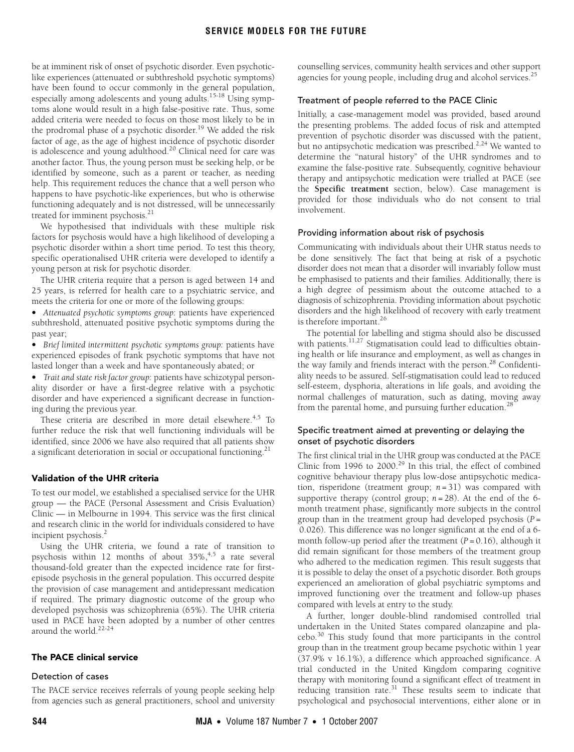be at imminent risk of onset of psychotic disorder. Even psychotic-like experiences (attenuated or subthreshold psychotic symptoms) have been found to occur commonly in the general population, especially among adolescents and young adults.[15-18] Using symptoms alone would result in a high false-positive rate. Thus, some added criteria were needed to focus on those most likely to be in the prodromal phase of a psychotic disorder.[19] We added the risk factor of age, as the age of highest incidence of psychotic disorder is adolescence and young adulthood.[20] Clinical need for care was another factor. Thus, the young person must be seeking help, or be identified by someone, such as a parent or teacher, as needing help. This requirement reduces the chance that a well person who happens to have psychotic-like experiences, but who is otherwise functioning adequately and is not distressed, will be unnecessarily treated for imminent psychosis.[21]

We hypothesised that individuals with these multiple risk factors for psychosis would have a high likelihood of developing a psychotic disorder within a short time period. To test this theory, specific operationalised UHR criteria were developed to identify a young person at risk for psychotic disorder.

The UHR criteria require that a person is aged between 14 and 25 years, is referred for health care to a psychiatric service, and meets the criteria for one or more of the following groups:

- *Attenuated psychotic symptoms group:* patients have experienced subthreshold, attenuated positive psychotic symptoms during the past year;
- *Brief limited intermittent psychotic symptoms group:* patients have experienced episodes of frank psychotic symptoms that have not lasted longer than a week and have spontaneously abated; or
- *Trait and state risk factor group:* patients have schizotypal personality disorder or have a first-degree relative with a psychotic disorder and have experienced a significant decrease in functioning during the previous year.

These criteria are described in more detail elsewhere.[4,5] To further reduce the risk that well functioning individuals will be identified, since 2006 we have also required that all patients show a significant deterioration in social or occupational functioning.[21]

## Validation of the UHR criteria

To test our model, we established a specialised service for the UHR group — the PACE (Personal Assessment and Crisis Evaluation) Clinic — in Melbourne in 1994. This service was the first clinical and research clinic in the world for individuals considered to have incipient psychosis.[2]

Using the UHR criteria, we found a rate of transition to psychosis within 12 months of about 35%,[4,5] a rate several thousand-fold greater than the expected incidence rate for first-episode psychosis in the general population. This occurred despite the provision of case management and antidepressant medication if required. The primary diagnostic outcome of the group who developed psychosis was schizophrenia (65%). The UHR criteria used in PACE have been adopted by a number of other centres around the world.[22-24]

## The PACE clinical service

### Detection of cases

The PACE service receives referrals of young people seeking help from agencies such as general practitioners, school and university counselling services, community health services and other support agencies for young people, including drug and alcohol services.[25]

### Treatment of people referred to the PACE Clinic

Initially, a case-management model was provided, based around the presenting problems. The added focus of risk and attempted prevention of psychotic disorder was discussed with the patient, but no antipsychotic medication was prescribed.[2,24] We wanted to determine the "natural history" of the UHR syndromes and to examine the false-positive rate. Subsequently, cognitive behaviour therapy and antipsychotic medication were trialled at PACE (see the **Specific treatment** section, below). Case management is provided for those individuals who do not consent to trial involvement.

### Providing information about risk of psychosis

Communicating with individuals about their UHR status needs to be done sensitively. The fact that being at risk of a psychotic disorder does not mean that a disorder will invariably follow must be emphasised to patients and their families. Additionally, there is a high degree of pessimism about the outcome attached to a diagnosis of schizophrenia. Providing information about psychotic disorders and the high likelihood of recovery with early treatment is therefore important.[26]

The potential for labelling and stigma should also be discussed with patients.[11,27] Stigmatisation could lead to difficulties obtaining health or life insurance and employment, as well as changes in the way family and friends interact with the person.[28] Confidentiality needs to be assured. Self-stigmatisation could lead to reduced self-esteem, dysphoria, alterations in life goals, and avoiding the normal challenges of maturation, such as dating, moving away from the parental home, and pursuing further education.[28]

### Specific treatment aimed at preventing or delaying the onset of psychotic disorders

The first clinical trial in the UHR group was conducted at the PACE Clinic from 1996 to 2000.[29] In this trial, the effect of combined cognitive behaviour therapy plus low-dose antipsychotic medication, risperidone (treatment group; $n = 31$) was compared with supportive therapy (control group; $n = 28$). At the end of the 6-month treatment phase, significantly more subjects in the control group than in the treatment group had developed psychosis ($P = 0.026$). This difference was no longer significant at the end of a 6-month follow-up period after the treatment ($P = 0.16$), although it did remain significant for those members of the treatment group who adhered to the medication regimen. This result suggests that it is possible to delay the onset of a psychotic disorder. Both groups experienced an amelioration of global psychiatric symptoms and improved functioning over the treatment and follow-up phases compared with levels at entry to the study.

A further, longer double-blind randomised controlled trial undertaken in the United States compared olanzapine and placebo.[30] This study found that more participants in the control group than in the treatment group became psychotic within 1 year (37.9% v 16.1%), a difference which approached significance. A trial conducted in the United Kingdom comparing cognitive therapy with monitoring found a significant effect of treatment in reducing transition rate.[31] These results seem to indicate that psychological and psychosocial interventions, either alone or in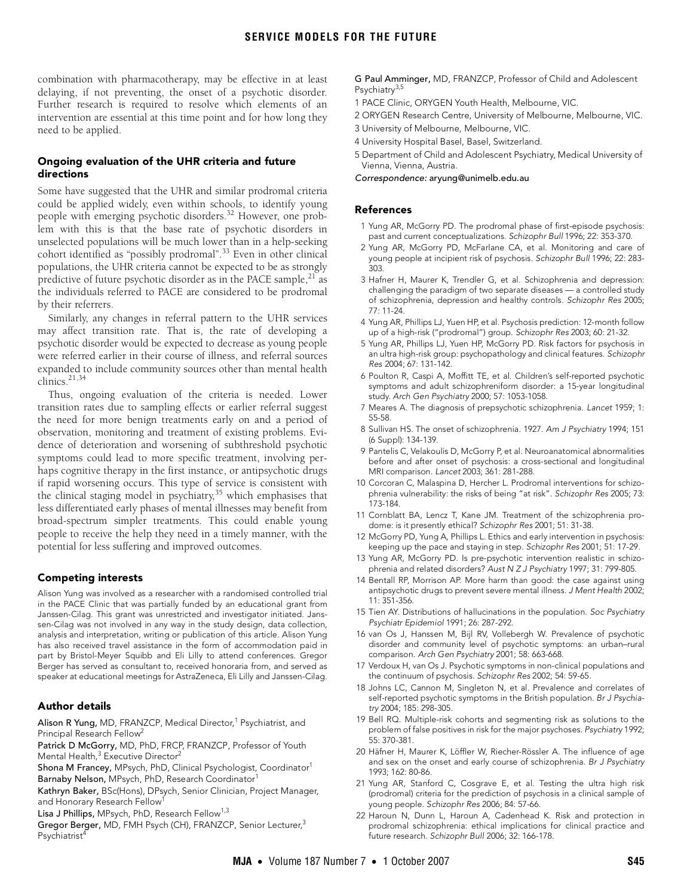combination with pharmacotherapy, may be effective in at least delaying, if not preventing, the onset of a psychotic disorder. Further research is required to resolve which elements of an intervention are essential at this time point and for how long they need to be applied.

### Ongoing evaluation of the UHR criteria and future directions

Some have suggested that the UHR and similar prodromal criteria could be applied widely, even within schools, to identify young people with emerging psychotic disorders.[32] However, one problem with this is that the base rate of psychotic disorders in unselected populations will be much lower than in a help-seeking cohort identified as "possibly prodromal".[33] Even in other clinical populations, the UHR criteria cannot be expected to be as strongly predictive of future psychotic disorder as in the PACE sample,[21] as the individuals referred to PACE are considered to be prodromal by their referrers.

Similarly, any changes in referral pattern to the UHR services may affect transition rate. That is, the rate of developing a psychotic disorder would be expected to decrease as young people were referred earlier in their course of illness, and referral sources expanded to include community sources other than mental health clinics.[21,34]

Thus, ongoing evaluation of the criteria is needed. Lower transition rates due to sampling effects or earlier referral suggest the need for more benign treatments early on and a period of observation, monitoring and treatment of existing problems. Evidence of deterioration and worsening of subthreshold psychotic symptoms could lead to more specific treatment, involving perhaps cognitive therapy in the first instance, or antipsychotic drugs if rapid worsening occurs. This type of service is consistent with the clinical staging model in psychiatry,[35] which emphasises that less differentiated early phases of mental illnesses may benefit from broad-spectrum simpler treatments. This could enable young people to receive the help they need in a timely manner, with the potential for less suffering and improved outcomes.

### Competing interests

Alison Yung was involved as a researcher with a randomised controlled trial in the PACE Clinic that was partially funded by an educational grant from Janssen-Cilag. This grant was unrestricted and investigator initiated. Janssen-Cilag was not involved in any way in the study design, data collection, analysis and interpretation, writing or publication of this article. Alison Yung has also received travel assistance in the form of accommodation paid in part by Bristol-Meyer Squibb and Eli Lilly to attend conferences. Gregor Berger has served as consultant to, received honoraria from, and served as speaker at educational meetings for AstraZeneca, Eli Lilly and Janssen-Cilag.

### Author details

**Alison R Yung,** MD, FRANZCP, Medical Director,[1] Psychiatrist, and Principal Research Fellow[2]
**Patrick D McGorry,** MD, PhD, FRCP, FRANZCP, Professor of Youth Mental Health,[3] Executive Director[2]
**Shona M Francey,** MPsych, PhD, Clinical Psychologist, Coordinator[1]
**Barnaby Nelson,** MPsych, PhD, Research Coordinator[1]
**Kathryn Baker,** BSc(Hons), DPsych, Senior Clinician, Project Manager, and Honorary Research Fellow[1]
**Lisa J Phillips,** MPsych, PhD, Research Fellow[1,3]
**Gregor Berger,** MD, FMH Psych (CH), FRANZCP, Senior Lecturer,[3] Psychiatrist[4]
**G Paul Amminger,** MD, FRANZCP, Professor of Child and Adolescent Psychiatry[3,5]

1 PACE Clinic, ORYGEN Youth Health, Melbourne, VIC.
2 ORYGEN Research Centre, University of Melbourne, Melbourne, VIC.
3 University of Melbourne, Melbourne, VIC.
4 University Hospital Basel, Basel, Switzerland.
5 Department of Child and Adolescent Psychiatry, Medical University of Vienna, Vienna, Austria.

*Correspondence:* aryung@unimelb.edu.au

### References

1 Yung AR, McGorry PD. The prodromal phase of first-episode psychosis: past and current conceptualizations. *Schizophr Bull* 1996; 22: 353-370.
2 Yung AR, McGorry PD, McFarlane CA, et al. Monitoring and care of young people at incipient risk of psychosis. *Schizophr Bull* 1996; 22: 283-303.
3 Hafner H, Maurer K, Trendler G, et al. Schizophrenia and depression: challenging the paradigm of two separate diseases — a controlled study of schizophrenia, depression and healthy controls. *Schizophr Res* 2005; 77: 11-24.
4 Yung AR, Phillips LJ, Yuen HP, et al. Psychosis prediction: 12-month follow up of a high-risk ("prodromal") group. *Schizophr Res* 2003; 60: 21-32.
5 Yung AR, Phillips LJ, Yuen HP, McGorry PD. Risk factors for psychosis in an ultra high-risk group: psychopathology and clinical features. *Schizophr Res* 2004; 67: 131-142.
6 Poulton R, Caspi A, Moffitt TE, et al. Children's self-reported psychotic symptoms and adult schizophreniform disorder: a 15-year longitudinal study. *Arch Gen Psychiatry* 2000; 57: 1053-1058.
7 Meares A. The diagnosis of prepsychotic schizophrenia. *Lancet* 1959; 1: 55-58.
8 Sullivan HS. The onset of schizophrenia. 1927. *Am J Psychiatry* 1994; 151 (6 Suppl): 134-139.
9 Pantelis C, Velakoulis D, McGorry P, et al. Neuroanatomical abnormalities before and after onset of psychosis: a cross-sectional and longitudinal MRI comparison. *Lancet* 2003; 361: 281-288.
10 Corcoran C, Malaspina D, Hercher L. Prodromal interventions for schizophrenia vulnerability: the risks of being "at risk". *Schizophr Res* 2005; 73: 173-184.
11 Cornblatt BA, Lencz T, Kane JM. Treatment of the schizophrenia prodome: is it presently ethical? *Schizophr Res* 2001; 51: 31-38.
12 McGorry PD, Yung A, Phillips L. Ethics and early intervention in psychosis: keeping up the pace and staying in step. *Schizophr Res* 2001; 51: 17-29.
13 Yung AR, McGorry PD. Is pre-psychotic intervention realistic in schizophrenia and related disorders? *Aust N Z J Psychiatry* 1997; 31: 799-805.
14 Bentall RP, Morrison AP. More harm than good: the case against using antipsychotic drugs to prevent severe mental illness. *J Ment Health* 2002; 11: 351-356.
15 Tien AY. Distributions of hallucinations in the population. *Soc Psychiatry Psychiatr Epidemiol* 1991; 26: 287-292.
16 van Os J, Hanssen M, Bijl RV, Vollebergh W. Prevalence of psychotic disorder and community level of psychotic symptoms: an urban–rural comparison. *Arch Gen Psychiatry* 2001; 58: 663-668.
17 Verdoux H, van Os J. Psychotic symptoms in non-clinical populations and the continuum of psychosis. *Schizophr Res* 2002; 54: 59-65.
18 Johns LC, Cannon M, Singleton N, et al. Prevalence and correlates of self-reported psychotic symptoms in the British population. *Br J Psychiatry* 2004; 185: 298-305.
19 Bell RQ. Multiple-risk cohorts and segmenting risk as solutions to the problem of false positives in risk for the major psychoses. *Psychiatry* 1992; 55: 370-381.
20 Häfner H, Maurer K, Löffler W, Riecher-Rössler A. The influence of age and sex on the onset and early course of schizophrenia. *Br J Psychiatry* 1993; 162: 80-86.
21 Yung AR, Stanford C, Cosgrave E, et al. Testing the ultra high risk (prodromal) criteria for the prediction of psychosis in a clinical sample of young people. *Schizophr Res* 2006; 84: 57-66.
22 Haroun N, Dunn L, Haroun A, Cadenhead K. Risk and protection in prodromal schizophrenia: ethical implications for clinical practice and future research. *Schizophr Bull* 2006; 32: 166-178.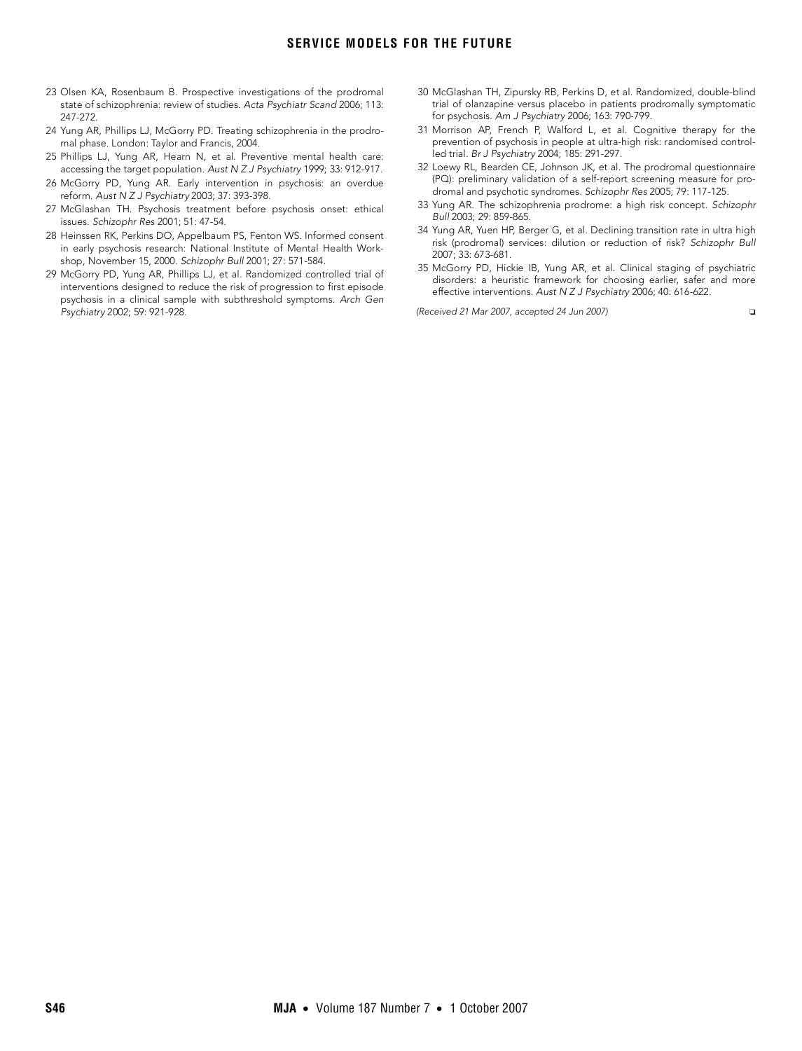23 Olsen KA, Rosenbaum B. Prospective investigations of the prodromal state of schizophrenia: review of studies. *Acta Psychiatr Scand* 2006; 113: 247-272.

24 Yung AR, Phillips LJ, McGorry PD. Treating schizophrenia in the prodromal phase. London: Taylor and Francis, 2004.

25 Phillips LJ, Yung AR, Hearn N, et al. Preventive mental health care: accessing the target population. *Aust N Z J Psychiatry* 1999; 33: 912-917.

26 McGorry PD, Yung AR. Early intervention in psychosis: an overdue reform. *Aust N Z J Psychiatry* 2003; 37: 393-398.

27 McGlashan TH. Psychosis treatment before psychosis onset: ethical issues. *Schizophr Res* 2001; 51: 47-54.

28 Heinssen RK, Perkins DO, Appelbaum PS, Fenton WS. Informed consent in early psychosis research: National Institute of Mental Health Workshop, November 15, 2000. *Schizophr Bull* 2001; 27: 571-584.

29 McGorry PD, Yung AR, Phillips LJ, et al. Randomized controlled trial of interventions designed to reduce the risk of progression to first episode psychosis in a clinical sample with subthreshold symptoms. *Arch Gen Psychiatry* 2002; 59: 921-928.

30 McGlashan TH, Zipursky RB, Perkins D, et al. Randomized, double-blind trial of olanzapine versus placebo in patients prodromally symptomatic for psychosis. *Am J Psychiatry* 2006; 163: 790-799.

31 Morrison AP, French P, Walford L, et al. Cognitive therapy for the prevention of psychosis in people at ultra-high risk: randomised controlled trial. *Br J Psychiatry* 2004; 185: 291-297.

32 Loewy RL, Bearden CE, Johnson JK, et al. The prodromal questionnaire (PQ): preliminary validation of a self-report screening measure for prodromal and psychotic syndromes. *Schizophr Res* 2005; 79: 117-125.

33 Yung AR. The schizophrenia prodrome: a high risk concept. *Schizophr Bull* 2003; 29: 859-865.

34 Yung AR, Yuen HP, Berger G, et al. Declining transition rate in ultra high risk (prodromal) services: dilution or reduction of risk? *Schizophr Bull* 2007; 33: 673-681.

35 McGorry PD, Hickie IB, Yung AR, et al. Clinical staging of psychiatric disorders: a heuristic framework for choosing earlier, safer and more effective interventions. *Aust N Z J Psychiatry* 2006; 40: 616-622.

*(Received 21 Mar 2007, accepted 24 Jun 2007)*